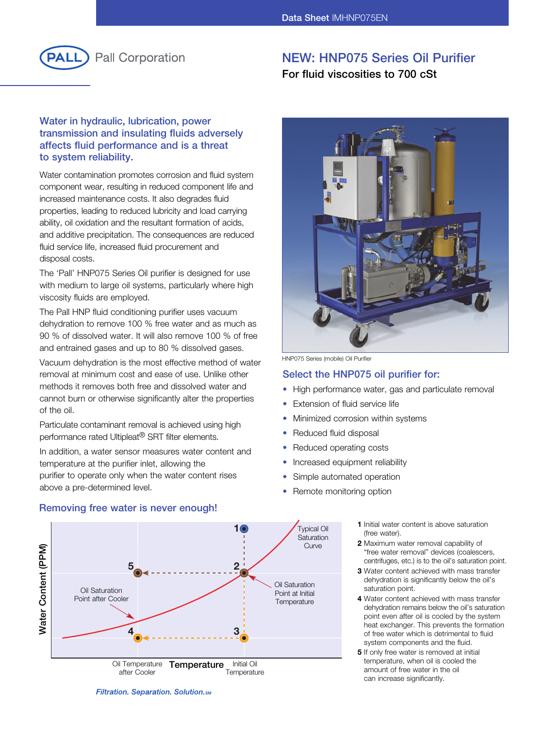Data Sheet IMHNP075EN

PALL Pall Corporation

# NEW: HNP075 Series Oil Purifier

**For fluid viscosities to 700 cSt**

## Water in hydraulic, lubrication, power transmission and insulating fluids adversely affects fluid performance and is a threat to system reliability.

Water contamination promotes corrosion and fluid system component wear, resulting in reduced component life and increased maintenance costs. It also degrades fluid properties, leading to reduced lubricity and load carrying ability, oil oxidation and the resultant formation of acids, and additive precipitation. The consequences are reduced fluid service life, increased fluid procurement and disposal costs.

The 'Pall' HNP075 Series Oil purifier is designed for use with medium to large oil systems, particularly where high viscosity fluids are employed.

The Pall HNP fluid conditioning purifier uses vacuum dehydration to remove 100 % free water and as much as 90 % of dissolved water. It will also remove 100 % of free and entrained gases and up to 80 % dissolved gases.

Vacuum dehydration is the most effective method of water removal at minimum cost and ease of use. Unlike other methods it removes both free and dissolved water and cannot burn or otherwise significantly alter the properties of the oil.

Particulate contaminant removal is achieved using high performance rated Ultipleat® SRT filter elements.

In addition, a water sensor measures water content and temperature at the purifier inlet, allowing the purifier to operate only when the water content rises above a pre-determined level.

HNP075 Series (mobile) Oil Purifier

## Select the HNP075 oil purifier for:

- High performance water, gas and particulate removal
- Extension of fluid service life
- Minimized corrosion within systems
- Reduced fluid disposal
- Reduced operating costs
- Increased equipment reliability
- Simple automated operation
- Remote monitoring option

## Removing free water is never enough!

Water Content (PPM) — Temperature (Oil Temperature after Cooler; Initial Oil Temperature). Typical Oil Saturation Curve; Oil Saturation Point at Initial Temperature; Oil Saturation Point after Cooler.

1. Initial water content is above saturation (free water).
2. Maximum water removal capability of "free water removal" devices (coalescers, centrifuges, etc.) is to the oil's saturation point.
3. Water content achieved with mass transfer dehydration is significantly below the oil's saturation point.
4. Water content achieved with mass transfer dehydration remains below the oil's saturation point even after oil is cooled by the system heat exchanger. This prevents the formation of free water which is detrimental to fluid system components and the fluid.
5. If only free water is removed at initial temperature, when oil is cooled the amount of free water in the oil can increase significantly.

*Filtration. Separation. Solution.SM*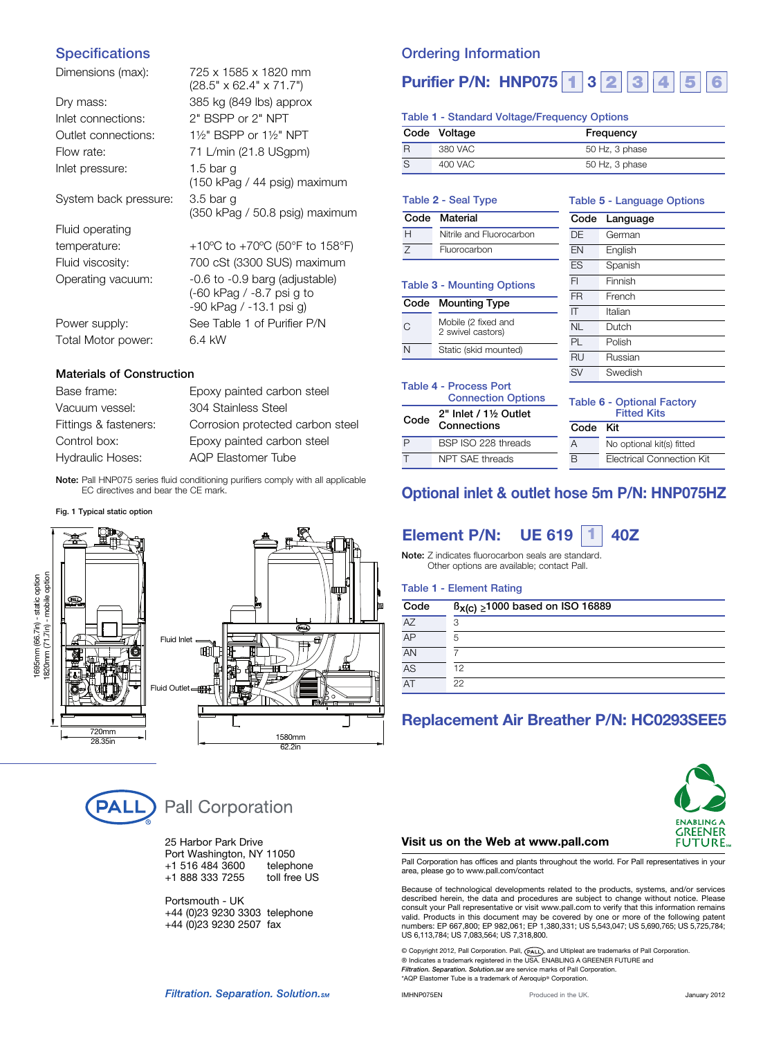## Specifications

| | |
|---|---|
| Dimensions (max): | 725 x 1585 x 1820 mm (28.5" x 62.4" x 71.7") |
| Dry mass: | 385 kg (849 lbs) approx |
| Inlet connections: | 2" BSPP or 2" NPT |
| Outlet connections: | 1½" BSPP or 1½" NPT |
| Flow rate: | 71 L/min (21.8 USgpm) |
| Inlet pressure: | 1.5 bar g (150 kPag / 44 psig) maximum |
| System back pressure: | 3.5 bar g (350 kPag / 50.8 psig) maximum |
| Fluid operating temperature: | +10ºC to +70ºC (50°F to 158°F) |
| Fluid viscosity: | 700 cSt (3300 SUS) maximum |
| Operating vacuum: | -0.6 to -0.9 barg (adjustable) (-60 kPag / -8.7 psi g to -90 kPag / -13.1 psi g) |
| Power supply: | See Table 1 of Purifier P/N |
| Total Motor power: | 6.4 kW |

### Materials of Construction

| | |
|---|---|
| Base frame: | Epoxy painted carbon steel |
| Vacuum vessel: | 304 Stainless Steel |
| Fittings & fasteners: | Corrosion protected carbon steel |
| Control box: | Epoxy painted carbon steel |
| Hydraulic Hoses: | AQP Elastomer Tube |

**Note:** Pall HNP075 series fluid conditioning purifiers comply with all applicable EC directives and bear the CE mark.

**Fig. 1 Typical static option**

1695mm (66.7in) - static option
1820mm (71.7in) - mobile option
Fluid Inlet
Fluid Outlet
720mm
28.35in
1580mm
62.2in

## Ordering Information

### Purifier P/N: HNP075 1 3 2 3 4 5 6

**Table 1 - Standard Voltage/Frequency Options**

| Code | Voltage | Frequency |
|---|---|---|
| R | 380 VAC | 50 Hz, 3 phase |
| S | 400 VAC | 50 Hz, 3 phase |

**Table 2 - Seal Type**

| Code | Material |
|---|---|
| H | Nitrile and Fluorocarbon |
| Z | Fluorocarbon |

**Table 3 - Mounting Options**

| Code | Mounting Type |
|---|---|
| C | Mobile (2 fixed and 2 swivel castors) |
| N | Static (skid mounted) |

**Table 4 - Process Port Connection Options**

| Code | 2" Inlet / 1½ Outlet Connections |
|---|---|
| P | BSP ISO 228 threads |
| T | NPT SAE threads |

**Table 5 - Language Options**

| Code | Language |
|---|---|
| DE | German |
| EN | English |
| ES | Spanish |
| FI | Finnish |
| FR | French |
| IT | Italian |
| NL | Dutch |
| PL | Polish |
| RU | Russian |
| SV | Swedish |

**Table 6 - Optional Factory Fitted Kits**

| Code | Kit |
|---|---|
| A | No optional kit(s) fitted |
| B | Electrical Connection Kit |

### Optional inlet & outlet hose 5m P/N: HNP075HZ

### Element P/N: UE 619 1 40Z

**Note:** Z indicates fluorocarbon seals are standard. Other options are available; contact Pall.

**Table 1 - Element Rating**

| Code | $\beta_{x(c)} \geq 1000$ based on ISO 16889 |
|---|---|
| AZ | 3 |
| AP | 5 |
| AN | 7 |
| AS | 12 |
| AT | 22 |

### Replacement Air Breather P/N: HC0293SEE5

**Pall Corporation**

25 Harbor Park Drive
Port Washington, NY 11050
+1 516 484 3600 telephone
+1 888 333 7255 toll free US

Portsmouth - UK
+44 (0)23 9230 3303 telephone
+44 (0)23 9230 2507 fax

ENABLING A GREENER FUTURE

**Visit us on the Web at www.pall.com**

Pall Corporation has offices and plants throughout the world. For Pall representatives in your area, please go to www.pall.com/contact

Because of technological developments related to the products, systems, and/or services described herein, the data and procedures are subject to change without notice. Please consult your Pall representative or visit www.pall.com to verify that this information remains valid. Products in this document may be covered by one or more of the following patent numbers: EP 667,800; EP 982,061; EP 1,380,331; US 5,543,047; US 5,690,765; US 5,725,784; US 6,113,784; US 7,083,564; US 7,318,800.

© Copyright 2012, Pall Corporation. Pall, PALL, and Ultipleat are trademarks of Pall Corporation.
® Indicates a trademark registered in the USA. ENABLING A GREENER FUTURE and *Filtration. Separation. Solution.SM* are service marks of Pall Corporation.
*AQP Elastomer Tube is a trademark of Aeroquip® Corporation.

*Filtration. Separation. Solution.SM*

IMHNP075EN Produced in the UK. January 2012